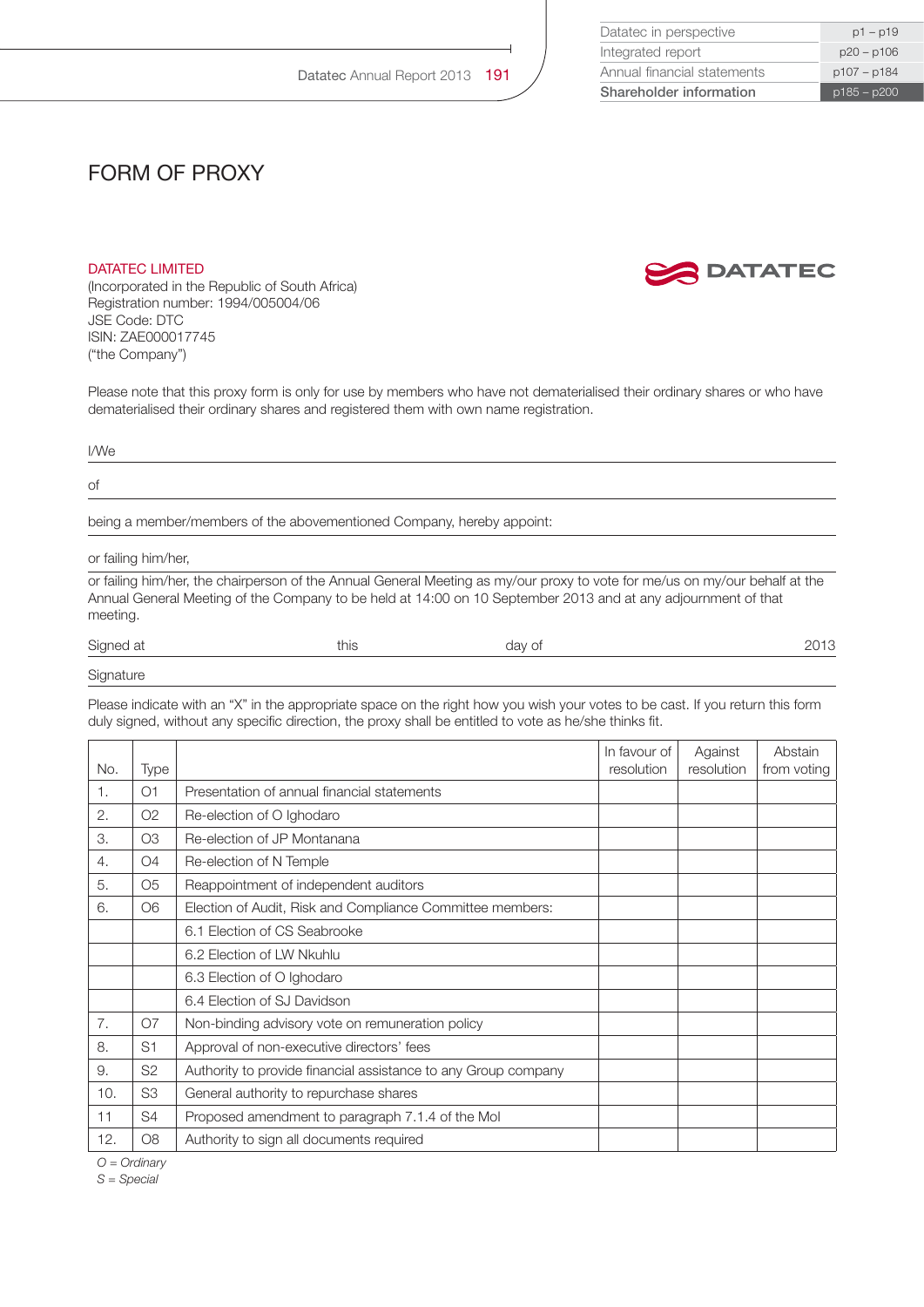# FORM OF PROXY

DATATEC LIMITED
(Incorporated in the Republic of South Africa)
Registration number: 1994/005004/06
JSE Code: DTC
ISIN: ZAE000017745
("the Company")

Please note that this proxy form is only for use by members who have not dematerialised their ordinary shares or who have dematerialised their ordinary shares and registered them with own name registration.

I/We

of

being a member/members of the abovementioned Company, hereby appoint:

or failing him/her,

or failing him/her, the chairperson of the Annual General Meeting as my/our proxy to vote for me/us on my/our behalf at the Annual General Meeting of the Company to be held at 14:00 on 10 September 2013 and at any adjournment of that meeting.

Signed at this day of 2013

Signature

Please indicate with an "X" in the appropriate space on the right how you wish your votes to be cast. If you return this form duly signed, without any specific direction, the proxy shall be entitled to vote as he/she thinks fit.

| No. | Type | | In favour of resolution | Against resolution | Abstain from voting |
|---|---|---|---|---|---|
| 1. | O1 | Presentation of annual financial statements | | | |
| 2. | O2 | Re-election of O Ighodaro | | | |
| 3. | O3 | Re-election of JP Montanana | | | |
| 4. | O4 | Re-election of N Temple | | | |
| 5. | O5 | Reappointment of independent auditors | | | |
| 6. | O6 | Election of Audit, Risk and Compliance Committee members: | | | |
| | | 6.1 Election of CS Seabrooke | | | |
| | | 6.2 Election of LW Nkuhlu | | | |
| | | 6.3 Election of O Ighodaro | | | |
| | | 6.4 Election of SJ Davidson | | | |
| 7. | O7 | Non-binding advisory vote on remuneration policy | | | |
| 8. | S1 | Approval of non-executive directors' fees | | | |
| 9. | S2 | Authority to provide financial assistance to any Group company | | | |
| 10. | S3 | General authority to repurchase shares | | | |
| 11 | S4 | Proposed amendment to paragraph 7.1.4 of the MoI | | | |
| 12. | O8 | Authority to sign all documents required | | | |

*O = Ordinary*
*S = Special*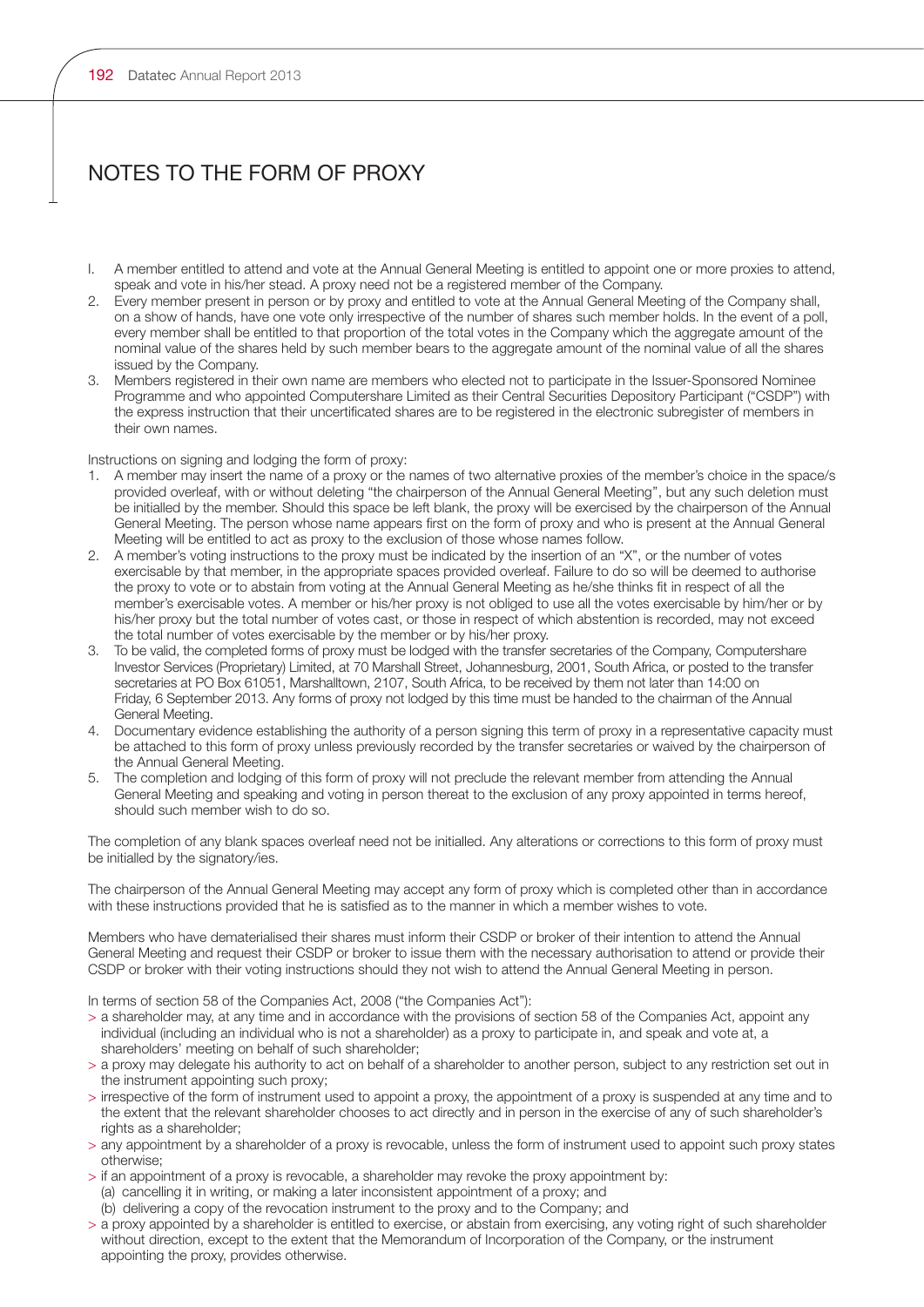# NOTES TO THE FORM OF PROXY

1. A member entitled to attend and vote at the Annual General Meeting is entitled to appoint one or more proxies to attend, speak and vote in his/her stead. A proxy need not be a registered member of the Company.
2. Every member present in person or by proxy and entitled to vote at the Annual General Meeting of the Company shall, on a show of hands, have one vote only irrespective of the number of shares such member holds. In the event of a poll, every member shall be entitled to that proportion of the total votes in the Company which the aggregate amount of the nominal value of the shares held by such member bears to the aggregate amount of the nominal value of all the shares issued by the Company.
3. Members registered in their own name are members who elected not to participate in the Issuer-Sponsored Nominee Programme and who appointed Computershare Limited as their Central Securities Depository Participant ("CSDP") with the express instruction that their uncertificated shares are to be registered in the electronic subregister of members in their own names.

Instructions on signing and lodging the form of proxy:

1. A member may insert the name of a proxy or the names of two alternative proxies of the member's choice in the space/s provided overleaf, with or without deleting "the chairperson of the Annual General Meeting", but any such deletion must be initialled by the member. Should this space be left blank, the proxy will be exercised by the chairperson of the Annual General Meeting. The person whose name appears first on the form of proxy and who is present at the Annual General Meeting will be entitled to act as proxy to the exclusion of those whose names follow.
2. A member's voting instructions to the proxy must be indicated by the insertion of an "X", or the number of votes exercisable by that member, in the appropriate spaces provided overleaf. Failure to do so will be deemed to authorise the proxy to vote or to abstain from voting at the Annual General Meeting as he/she thinks fit in respect of all the member's exercisable votes. A member or his/her proxy is not obliged to use all the votes exercisable by him/her or by his/her proxy but the total number of votes cast, or those in respect of which abstention is recorded, may not exceed the total number of votes exercisable by the member or by his/her proxy.
3. To be valid, the completed forms of proxy must be lodged with the transfer secretaries of the Company, Computershare Investor Services (Proprietary) Limited, at 70 Marshall Street, Johannesburg, 2001, South Africa, or posted to the transfer secretaries at PO Box 61051, Marshalltown, 2107, South Africa, to be received by them not later than 14:00 on Friday, 6 September 2013. Any forms of proxy not lodged by this time must be handed to the chairman of the Annual General Meeting.
4. Documentary evidence establishing the authority of a person signing this term of proxy in a representative capacity must be attached to this form of proxy unless previously recorded by the transfer secretaries or waived by the chairperson of the Annual General Meeting.
5. The completion and lodging of this form of proxy will not preclude the relevant member from attending the Annual General Meeting and speaking and voting in person thereat to the exclusion of any proxy appointed in terms hereof, should such member wish to do so.

The completion of any blank spaces overleaf need not be initialled. Any alterations or corrections to this form of proxy must be initialled by the signatory/ies.

The chairperson of the Annual General Meeting may accept any form of proxy which is completed other than in accordance with these instructions provided that he is satisfied as to the manner in which a member wishes to vote.

Members who have dematerialised their shares must inform their CSDP or broker of their intention to attend the Annual General Meeting and request their CSDP or broker to issue them with the necessary authorisation to attend or provide their CSDP or broker with their voting instructions should they not wish to attend the Annual General Meeting in person.

In terms of section 58 of the Companies Act, 2008 ("the Companies Act"):

- a shareholder may, at any time and in accordance with the provisions of section 58 of the Companies Act, appoint any individual (including an individual who is not a shareholder) as a proxy to participate in, and speak and vote at, a shareholders' meeting on behalf of such shareholder;
- a proxy may delegate his authority to act on behalf of a shareholder to another person, subject to any restriction set out in the instrument appointing such proxy;
- irrespective of the form of instrument used to appoint a proxy, the appointment of a proxy is suspended at any time and to the extent that the relevant shareholder chooses to act directly and in person in the exercise of any of such shareholder's rights as a shareholder;
- any appointment by a shareholder of a proxy is revocable, unless the form of instrument used to appoint such proxy states otherwise;
- if an appointment of a proxy is revocable, a shareholder may revoke the proxy appointment by:
  (a) cancelling it in writing, or making a later inconsistent appointment of a proxy; and
  (b) delivering a copy of the revocation instrument to the proxy and to the Company; and
- a proxy appointed by a shareholder is entitled to exercise, or abstain from exercising, any voting right of such shareholder without direction, except to the extent that the Memorandum of Incorporation of the Company, or the instrument appointing the proxy, provides otherwise.